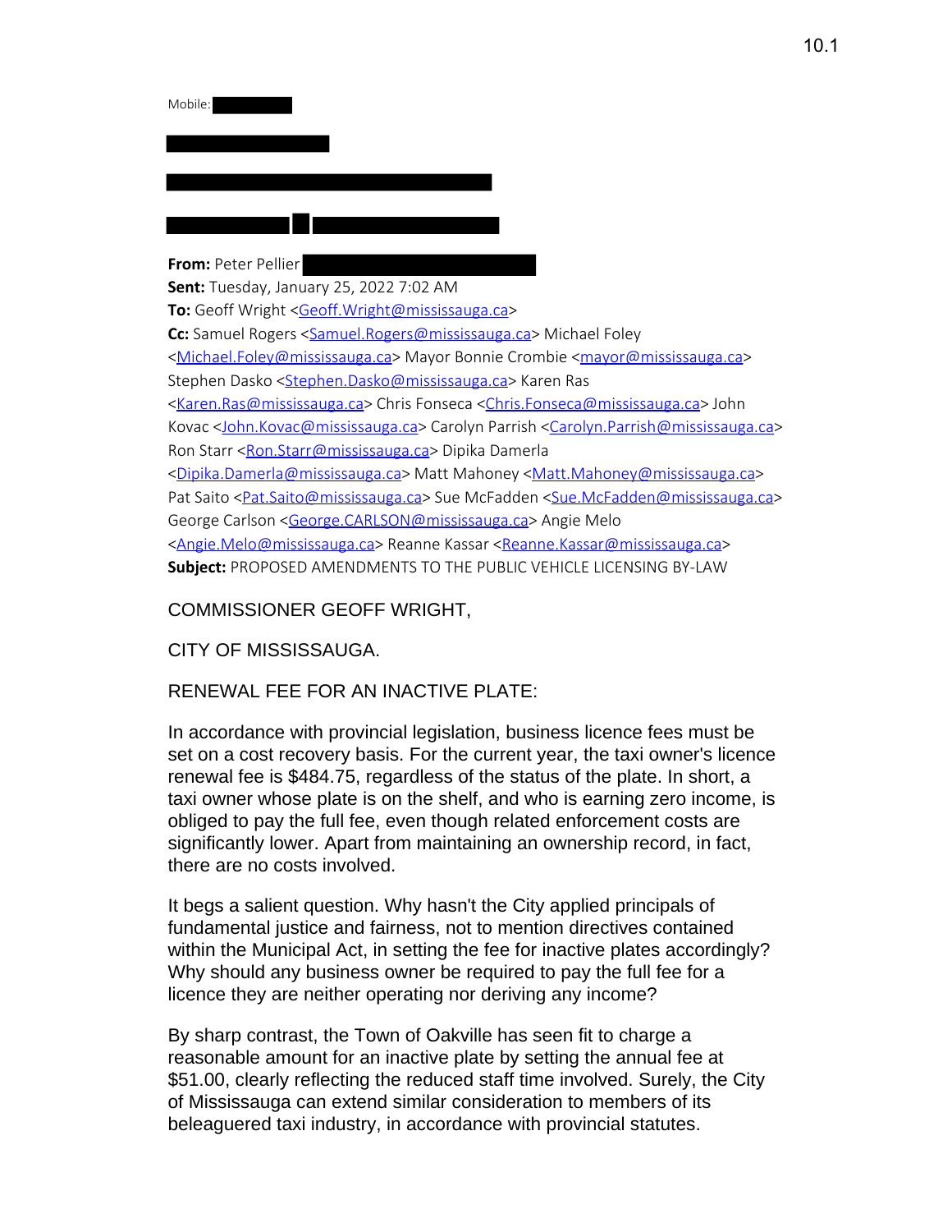Mobile:

**From:** Peter Pellier
**Sent:** Tuesday, January 25, 2022 7:02 AM
**To:** Geoff Wright <Geoff.Wright@mississauga.ca>
**Cc:** Samuel Rogers <Samuel.Rogers@mississauga.ca> Michael Foley <Michael.Foley@mississauga.ca> Mayor Bonnie Crombie <mayor@mississauga.ca> Stephen Dasko <Stephen.Dasko@mississauga.ca> Karen Ras <Karen.Ras@mississauga.ca> Chris Fonseca <Chris.Fonseca@mississauga.ca> John Kovac <John.Kovac@mississauga.ca> Carolyn Parrish <Carolyn.Parrish@mississauga.ca> Ron Starr <Ron.Starr@mississauga.ca> Dipika Damerla <Dipika.Damerla@mississauga.ca> Matt Mahoney <Matt.Mahoney@mississauga.ca> Pat Saito <Pat.Saito@mississauga.ca> Sue McFadden <Sue.McFadden@mississauga.ca> George Carlson <George.CARLSON@mississauga.ca> Angie Melo <Angie.Melo@mississauga.ca> Reanne Kassar <Reanne.Kassar@mississauga.ca>
**Subject:** PROPOSED AMENDMENTS TO THE PUBLIC VEHICLE LICENSING BY-LAW

COMMISSIONER GEOFF WRIGHT,

CITY OF MISSISSAUGA.

RENEWAL FEE FOR AN INACTIVE PLATE:

In accordance with provincial legislation, business licence fees must be set on a cost recovery basis. For the current year, the taxi owner's licence renewal fee is $484.75, regardless of the status of the plate. In short, a taxi owner whose plate is on the shelf, and who is earning zero income, is obliged to pay the full fee, even though related enforcement costs are significantly lower. Apart from maintaining an ownership record, in fact, there are no costs involved.

It begs a salient question. Why hasn't the City applied principals of fundamental justice and fairness, not to mention directives contained within the Municipal Act, in setting the fee for inactive plates accordingly? Why should any business owner be required to pay the full fee for a licence they are neither operating nor deriving any income?

By sharp contrast, the Town of Oakville has seen fit to charge a reasonable amount for an inactive plate by setting the annual fee at $51.00, clearly reflecting the reduced staff time involved. Surely, the City of Mississauga can extend similar consideration to members of its beleaguered taxi industry, in accordance with provincial statutes.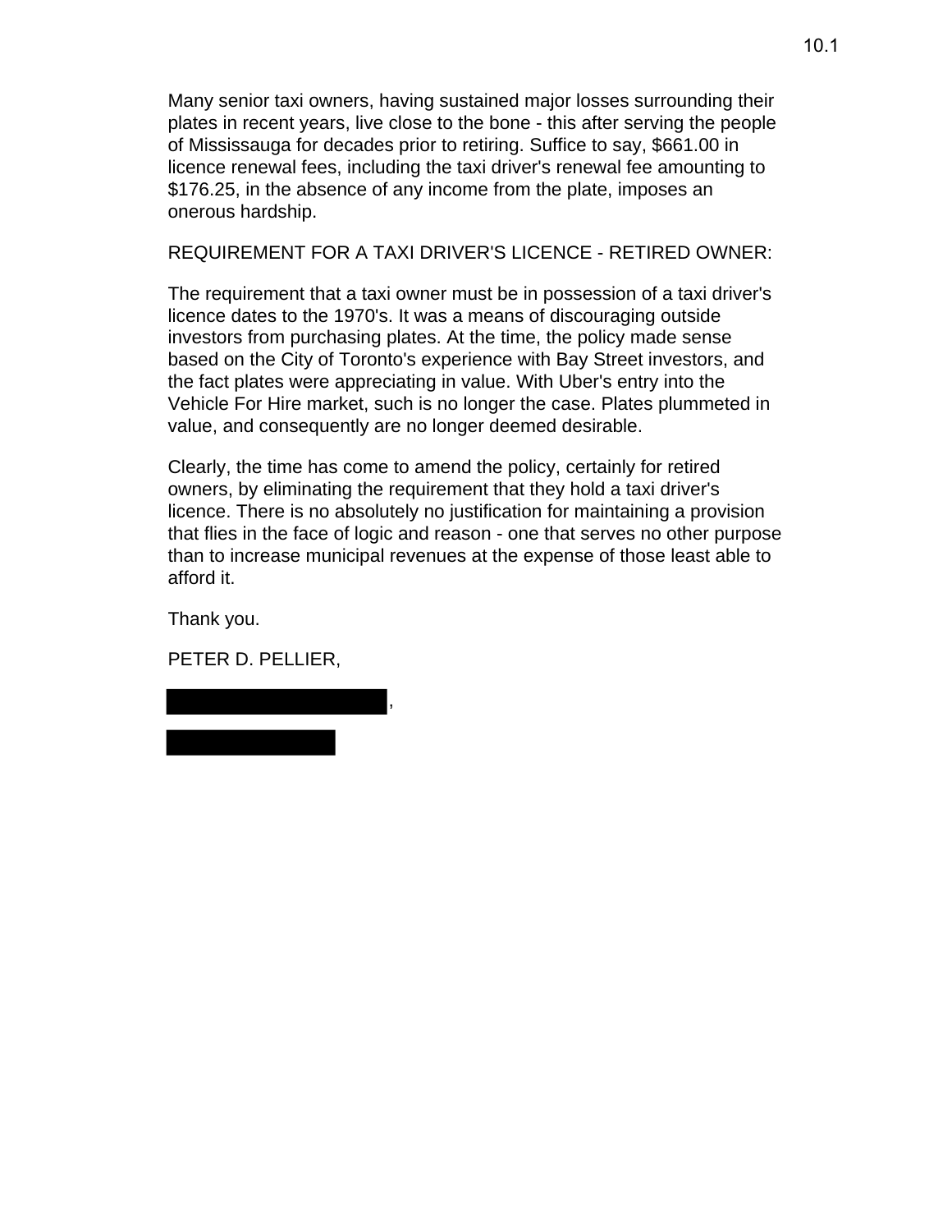Many senior taxi owners, having sustained major losses surrounding their plates in recent years, live close to the bone - this after serving the people of Mississauga for decades prior to retiring. Suffice to say, $661.00 in licence renewal fees, including the taxi driver's renewal fee amounting to $176.25, in the absence of any income from the plate, imposes an onerous hardship.

REQUIREMENT FOR A TAXI DRIVER'S LICENCE - RETIRED OWNER:

The requirement that a taxi owner must be in possession of a taxi driver's licence dates to the 1970's. It was a means of discouraging outside investors from purchasing plates. At the time, the policy made sense based on the City of Toronto's experience with Bay Street investors, and the fact plates were appreciating in value. With Uber's entry into the Vehicle For Hire market, such is no longer the case. Plates plummeted in value, and consequently are no longer deemed desirable.

Clearly, the time has come to amend the policy, certainly for retired owners, by eliminating the requirement that they hold a taxi driver's licence. There is no absolutely no justification for maintaining a provision that flies in the face of logic and reason - one that serves no other purpose than to increase municipal revenues at the expense of those least able to afford it.

Thank you.

PETER D. PELLIER,